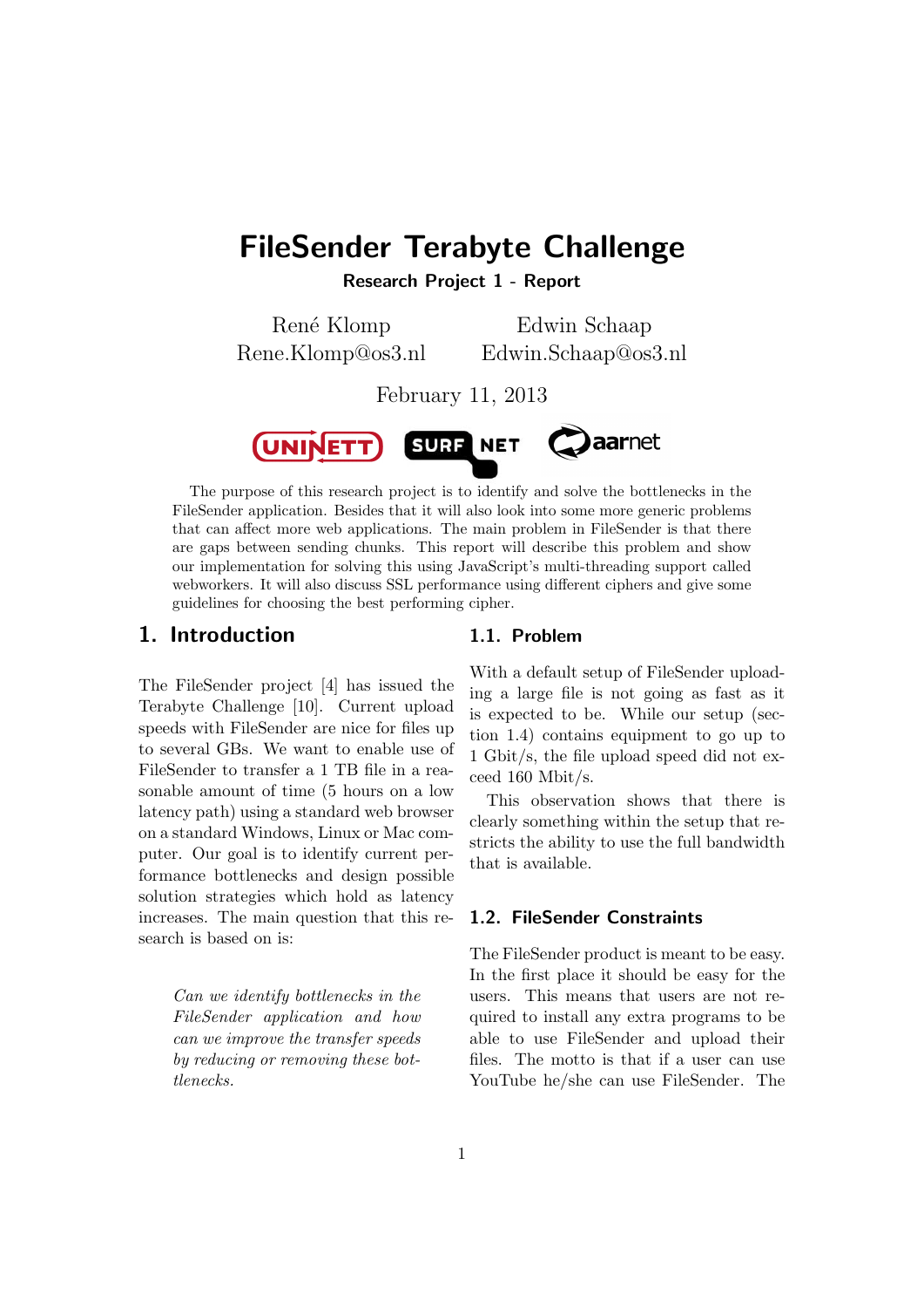# FileSender Terabyte Challenge

**Research Project 1 - Report**

René Klomp
Rene.Klomp@os3.nl

Edwin Schaap
Edwin.Schaap@os3.nl

February 11, 2013

The purpose of this research project is to identify and solve the bottlenecks in the FileSender application. Besides that it will also look into some more generic problems that can affect more web applications. The main problem in FileSender is that there are gaps between sending chunks. This report will describe this problem and show our implementation for solving this using JavaScript's multi-threading support called webworkers. It will also discuss SSL performance using different ciphers and give some guidelines for choosing the best performing cipher.

## 1. Introduction

The FileSender project [4] has issued the Terabyte Challenge [10]. Current upload speeds with FileSender are nice for files up to several GBs. We want to enable use of FileSender to transfer a 1 TB file in a reasonable amount of time (5 hours on a low latency path) using a standard web browser on a standard Windows, Linux or Mac computer. Our goal is to identify current performance bottlenecks and design possible solution strategies which hold as latency increases. The main question that this research is based on is:

> *Can we identify bottlenecks in the FileSender application and how can we improve the transfer speeds by reducing or removing these bottlenecks.*

### 1.1. Problem

With a default setup of FileSender uploading a large file is not going as fast as it is expected to be. While our setup (section 1.4) contains equipment to go up to 1 Gbit/s, the file upload speed did not exceed 160 Mbit/s.

This observation shows that there is clearly something within the setup that restricts the ability to use the full bandwidth that is available.

### 1.2. FileSender Constraints

The FileSender product is meant to be easy. In the first place it should be easy for the users. This means that users are not required to install any extra programs to be able to use FileSender and upload their files. The motto is that if a user can use YouTube he/she can use FileSender. The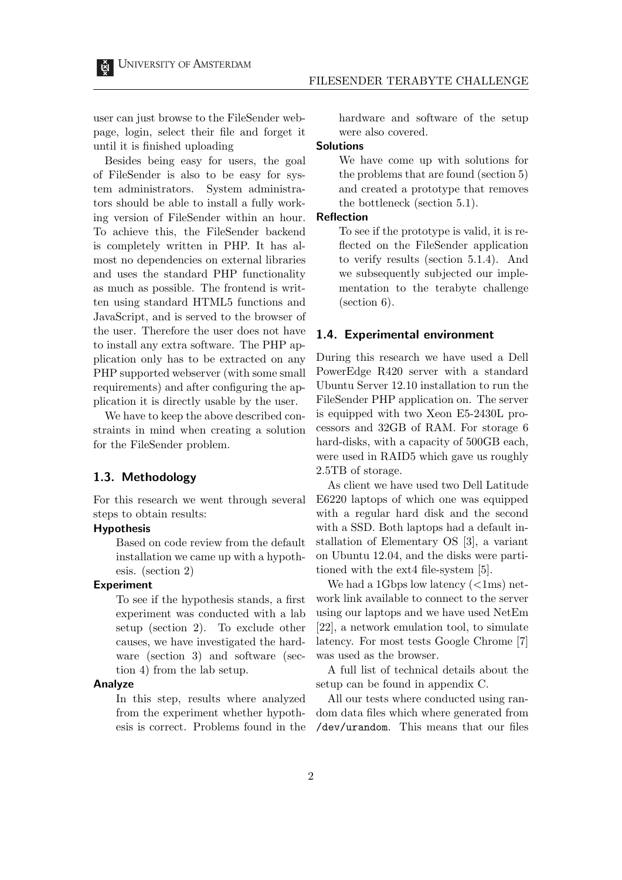user can just browse to the FileSender webpage, login, select their file and forget it until it is finished uploading

Besides being easy for users, the goal of FileSender is also to be easy for system administrators. System administrators should be able to install a fully working version of FileSender within an hour. To achieve this, the FileSender backend is completely written in PHP. It has almost no dependencies on external libraries and uses the standard PHP functionality as much as possible. The frontend is written using standard HTML5 functions and JavaScript, and is served to the browser of the user. Therefore the user does not have to install any extra software. The PHP application only has to be extracted on any PHP supported webserver (with some small requirements) and after configuring the application it is directly usable by the user.

We have to keep the above described constraints in mind when creating a solution for the FileSender problem.

### 1.3. Methodology

For this research we went through several steps to obtain results:

**Hypothesis**

Based on code review from the default installation we came up with a hypothesis. (section 2)

**Experiment**

To see if the hypothesis stands, a first experiment was conducted with a lab setup (section 2). To exclude other causes, we have investigated the hardware (section 3) and software (section 4) from the lab setup.

**Analyze**

In this step, results where analyzed from the experiment whether hypothesis is correct. Problems found in the hardware and software of the setup were also covered.

**Solutions**

We have come up with solutions for the problems that are found (section 5) and created a prototype that removes the bottleneck (section 5.1).

**Reflection**

To see if the prototype is valid, it is reflected on the FileSender application to verify results (section 5.1.4). And we subsequently subjected our implementation to the terabyte challenge (section 6).

### 1.4. Experimental environment

During this research we have used a Dell PowerEdge R420 server with a standard Ubuntu Server 12.10 installation to run the FileSender PHP application on. The server is equipped with two Xeon E5-2430L processors and 32GB of RAM. For storage 6 hard-disks, with a capacity of 500GB each, were used in RAID5 which gave us roughly 2.5TB of storage.

As client we have used two Dell Latitude E6220 laptops of which one was equipped with a regular hard disk and the second with a SSD. Both laptops had a default installation of Elementary OS [3], a variant on Ubuntu 12.04, and the disks were partitioned with the ext4 file-system [5].

We had a 1Gbps low latency (<1ms) network link available to connect to the server using our laptops and we have used NetEm [22], a network emulation tool, to simulate latency. For most tests Google Chrome [7] was used as the browser.

A full list of technical details about the setup can be found in appendix C.

All our tests where conducted using random data files which where generated from `/dev/urandom`. This means that our files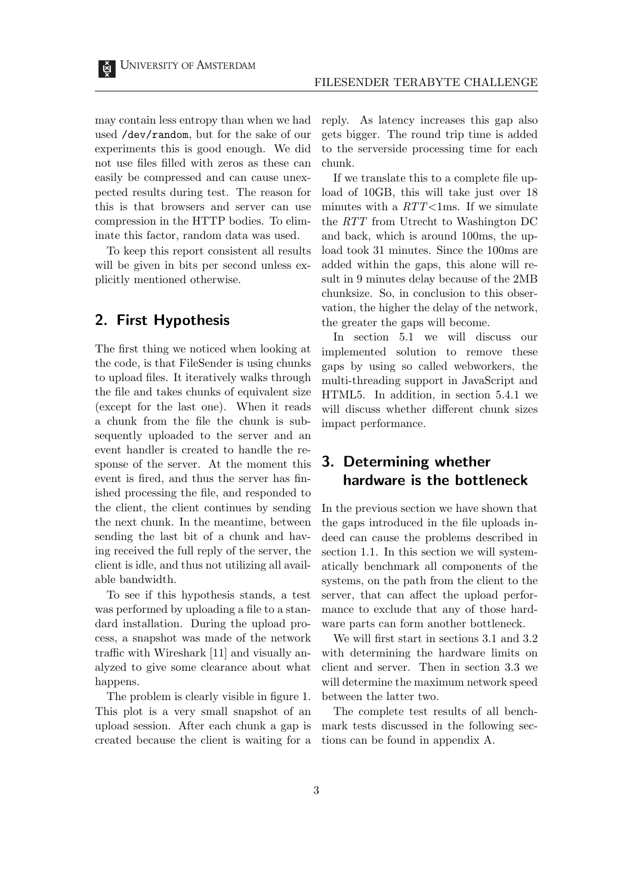may contain less entropy than when we had used /dev/random, but for the sake of our experiments this is good enough. We did not use files filled with zeros as these can easily be compressed and can cause unexpected results during test. The reason for this is that browsers and server can use compression in the HTTP bodies. To eliminate this factor, random data was used.

To keep this report consistent all results will be given in bits per second unless explicitly mentioned otherwise.

## 2. First Hypothesis

The first thing we noticed when looking at the code, is that FileSender is using chunks to upload files. It iteratively walks through the file and takes chunks of equivalent size (except for the last one). When it reads a chunk from the file the chunk is subsequently uploaded to the server and an event handler is created to handle the response of the server. At the moment this event is fired, and thus the server has finished processing the file, and responded to the client, the client continues by sending the next chunk. In the meantime, between sending the last bit of a chunk and having received the full reply of the server, the client is idle, and thus not utilizing all available bandwidth.

To see if this hypothesis stands, a test was performed by uploading a file to a standard installation. During the upload process, a snapshot was made of the network traffic with Wireshark [11] and visually analyzed to give some clearance about what happens.

The problem is clearly visible in figure 1. This plot is a very small snapshot of an upload session. After each chunk a gap is created because the client is waiting for a reply. As latency increases this gap also gets bigger. The round trip time is added to the serverside processing time for each chunk.

If we translate this to a complete file upload of 10GB, this will take just over 18 minutes with a $RTT$<1ms. If we simulate the $RTT$ from Utrecht to Washington DC and back, which is around 100ms, the upload took 31 minutes. Since the 100ms are added within the gaps, this alone will result in 9 minutes delay because of the 2MB chunksize. So, in conclusion to this observation, the higher the delay of the network, the greater the gaps will become.

In section 5.1 we will discuss our implemented solution to remove these gaps by using so called webworkers, the multi-threading support in JavaScript and HTML5. In addition, in section 5.4.1 we will discuss whether different chunk sizes impact performance.

## 3. Determining whether hardware is the bottleneck

In the previous section we have shown that the gaps introduced in the file uploads indeed can cause the problems described in section 1.1. In this section we will systematically benchmark all components of the systems, on the path from the client to the server, that can affect the upload performance to exclude that any of those hardware parts can form another bottleneck.

We will first start in sections 3.1 and 3.2 with determining the hardware limits on client and server. Then in section 3.3 we will determine the maximum network speed between the latter two.

The complete test results of all benchmark tests discussed in the following sections can be found in appendix A.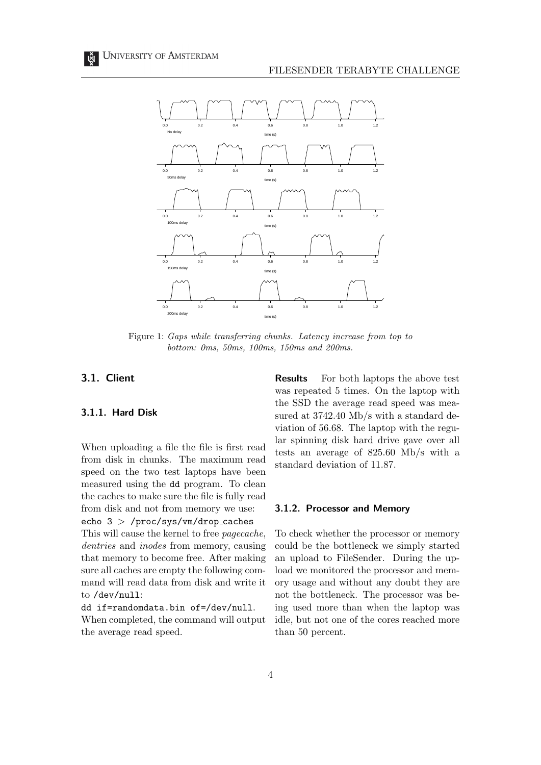Figure 1: *Gaps while transferring chunks. Latency increase from top to bottom: 0ms, 50ms, 100ms, 150ms and 200ms.*

## 3.1. Client

### 3.1.1. Hard Disk

When uploading a file the file is first read from disk in chunks. The maximum read speed on the two test laptops have been measured using the `dd` program. To clean the caches to make sure the file is fully read from disk and not from memory we use:

```
echo 3 > /proc/sys/vm/drop_caches
```

This will cause the kernel to free *pagecache*, *dentries* and *inodes* from memory, causing that memory to become free. After making sure all caches are empty the following command will read data from disk and write it to `/dev/null`:

```
dd if=randomdata.bin of=/dev/null.
```

When completed, the command will output the average read speed.

**Results** For both laptops the above test was repeated 5 times. On the laptop with the SSD the average read speed was measured at 3742.40 Mb/s with a standard deviation of 56.68. The laptop with the regular spinning disk hard drive gave over all tests an average of 825.60 Mb/s with a standard deviation of 11.87.

### 3.1.2. Processor and Memory

To check whether the processor or memory could be the bottleneck we simply started an upload to FileSender. During the upload we monitored the processor and memory usage and without any doubt they are not the bottleneck. The processor was being used more than when the laptop was idle, but not one of the cores reached more than 50 percent.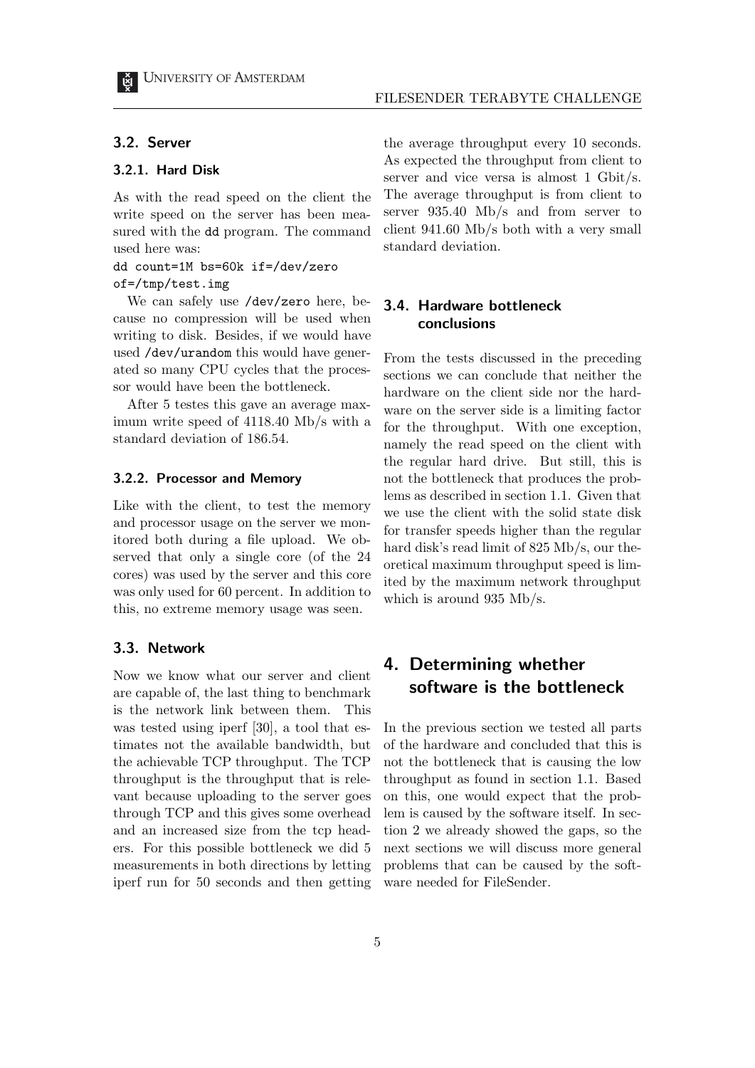## 3.2. Server

### 3.2.1. Hard Disk

As with the read speed on the client the write speed on the server has been measured with the `dd` program. The command used here was:

```
dd count=1M bs=60k if=/dev/zero
of=/tmp/test.img
```

We can safely use `/dev/zero` here, because no compression will be used when writing to disk. Besides, if we would have used `/dev/urandom` this would have generated so many CPU cycles that the processor would have been the bottleneck.

After 5 testes this gave an average maximum write speed of 4118.40 Mb/s with a standard deviation of 186.54.

### 3.2.2. Processor and Memory

Like with the client, to test the memory and processor usage on the server we monitored both during a file upload. We observed that only a single core (of the 24 cores) was used by the server and this core was only used for 60 percent. In addition to this, no extreme memory usage was seen.

## 3.3. Network

Now we know what our server and client are capable of, the last thing to benchmark is the network link between them. This was tested using iperf [30], a tool that estimates not the available bandwidth, but the achievable TCP throughput. The TCP throughput is the throughput that is relevant because uploading to the server goes through TCP and this gives some overhead and an increased size from the tcp headers. For this possible bottleneck we did 5 measurements in both directions by letting iperf run for 50 seconds and then getting the average throughput every 10 seconds. As expected the throughput from client to server and vice versa is almost 1 Gbit/s. The average throughput is from client to server 935.40 Mb/s and from server to client 941.60 Mb/s both with a very small standard deviation.

## 3.4. Hardware bottleneck conclusions

From the tests discussed in the preceding sections we can conclude that neither the hardware on the client side nor the hardware on the server side is a limiting factor for the throughput. With one exception, namely the read speed on the client with the regular hard drive. But still, this is not the bottleneck that produces the problems as described in section 1.1. Given that we use the client with the solid state disk for transfer speeds higher than the regular hard disk's read limit of 825 Mb/s, our theoretical maximum throughput speed is limited by the maximum network throughput which is around 935 Mb/s.

# 4. Determining whether software is the bottleneck

In the previous section we tested all parts of the hardware and concluded that this is not the bottleneck that is causing the low throughput as found in section 1.1. Based on this, one would expect that the problem is caused by the software itself. In section 2 we already showed the gaps, so the next sections we will discuss more general problems that can be caused by the software needed for FileSender.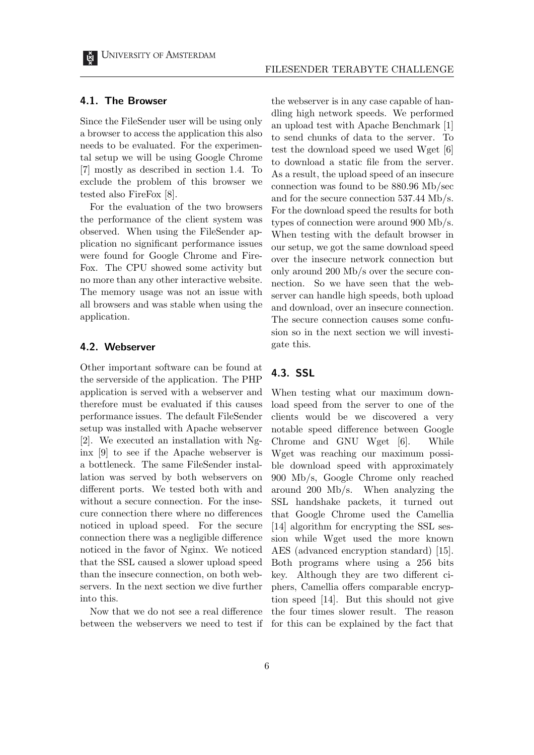### 4.1. The Browser

Since the FileSender user will be using only a browser to access the application this also needs to be evaluated. For the experimental setup we will be using Google Chrome [7] mostly as described in section 1.4. To exclude the problem of this browser we tested also FireFox [8].

For the evaluation of the two browsers the performance of the client system was observed. When using the FileSender application no significant performance issues were found for Google Chrome and FireFox. The CPU showed some activity but no more than any other interactive website. The memory usage was not an issue with all browsers and was stable when using the application.

### 4.2. Webserver

Other important software can be found at the serverside of the application. The PHP application is served with a webserver and therefore must be evaluated if this causes performance issues. The default FileSender setup was installed with Apache webserver [2]. We executed an installation with Nginx [9] to see if the Apache webserver is a bottleneck. The same FileSender installation was served by both webservers on different ports. We tested both with and without a secure connection. For the insecure connection there where no differences noticed in upload speed. For the secure connection there was a negligible difference noticed in the favor of Nginx. We noticed that the SSL caused a slower upload speed than the insecure connection, on both webservers. In the next section we dive further into this.

Now that we do not see a real difference between the webservers we need to test if the webserver is in any case capable of handling high network speeds. We performed an upload test with Apache Benchmark [1] to send chunks of data to the server. To test the download speed we used Wget [6] to download a static file from the server. As a result, the upload speed of an insecure connection was found to be 880.96 Mb/sec and for the secure connection 537.44 Mb/s. For the download speed the results for both types of connection were around 900 Mb/s. When testing with the default browser in our setup, we got the same download speed over the insecure network connection but only around 200 Mb/s over the secure connection. So we have seen that the webserver can handle high speeds, both upload and download, over an insecure connection. The secure connection causes some confusion so in the next section we will investigate this.

### 4.3. SSL

When testing what our maximum download speed from the server to one of the clients would be we discovered a very notable speed difference between Google Chrome and GNU Wget [6]. While Wget was reaching our maximum possible download speed with approximately 900 Mb/s, Google Chrome only reached around 200 Mb/s. When analyzing the SSL handshake packets, it turned out that Google Chrome used the Camellia [14] algorithm for encrypting the SSL session while Wget used the more known AES (advanced encryption standard) [15]. Both programs where using a 256 bits key. Although they are two different ciphers, Camellia offers comparable encryption speed [14]. But this should not give the four times slower result. The reason for this can be explained by the fact that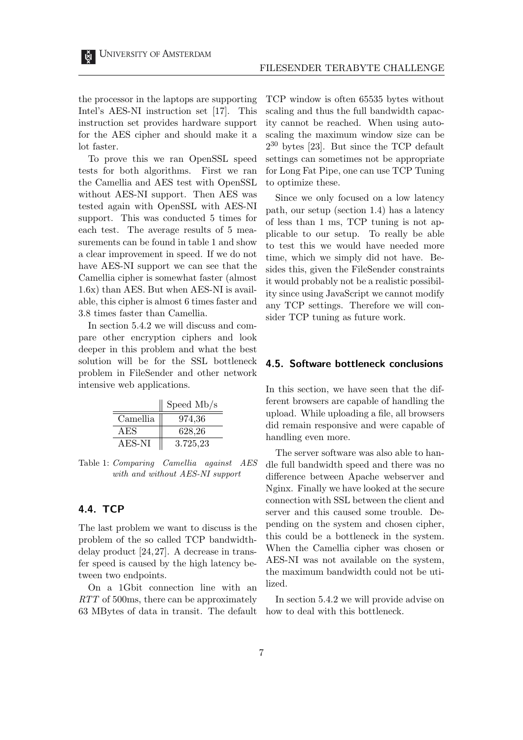the processor in the laptops are supporting Intel's AES-NI instruction set [17]. This instruction set provides hardware support for the AES cipher and should make it a lot faster.

To prove this we ran OpenSSL speed tests for both algorithms. First we ran the Camellia and AES test with OpenSSL without AES-NI support. Then AES was tested again with OpenSSL with AES-NI support. This was conducted 5 times for each test. The average results of 5 measurements can be found in table 1 and show a clear improvement in speed. If we do not have AES-NI support we can see that the Camellia cipher is somewhat faster (almost 1.6x) than AES. But when AES-NI is available, this cipher is almost 6 times faster and 3.8 times faster than Camellia.

In section 5.4.2 we will discuss and compare other encryption ciphers and look deeper in this problem and what the best solution will be for the SSL bottleneck problem in FileSender and other network intensive web applications.

| | Speed Mb/s |
|---|---|
| Camellia | 974,36 |
| AES | 628,26 |
| AES-NI | 3.725,23 |

Table 1: *Comparing Camellia against AES with and without AES-NI support*

## 4.4. TCP

The last problem we want to discuss is the problem of the so called TCP bandwidth-delay product [24, 27]. A decrease in transfer speed is caused by the high latency between two endpoints.

On a 1Gbit connection line with an *RTT* of 500ms, there can be approximately 63 MBytes of data in transit. The default TCP window is often 65535 bytes without scaling and thus the full bandwidth capacity cannot be reached. When using auto-scaling the maximum window size can be $2^{30}$ bytes [23]. But since the TCP default settings can sometimes not be appropriate for Long Fat Pipe, one can use TCP Tuning to optimize these.

Since we only focused on a low latency path, our setup (section 1.4) has a latency of less than 1 ms, TCP tuning is not applicable to our setup. To really be able to test this we would have needed more time, which we simply did not have. Besides this, given the FileSender constraints it would probably not be a realistic possibility since using JavaScript we cannot modify any TCP settings. Therefore we will consider TCP tuning as future work.

## 4.5. Software bottleneck conclusions

In this section, we have seen that the different browsers are capable of handling the upload. While uploading a file, all browsers did remain responsive and were capable of handling even more.

The server software was also able to handle full bandwidth speed and there was no difference between Apache webserver and Nginx. Finally we have looked at the secure connection with SSL between the client and server and this caused some trouble. Depending on the system and chosen cipher, this could be a bottleneck in the system. When the Camellia cipher was chosen or AES-NI was not available on the system, the maximum bandwidth could not be utilized.

In section 5.4.2 we will provide advise on how to deal with this bottleneck.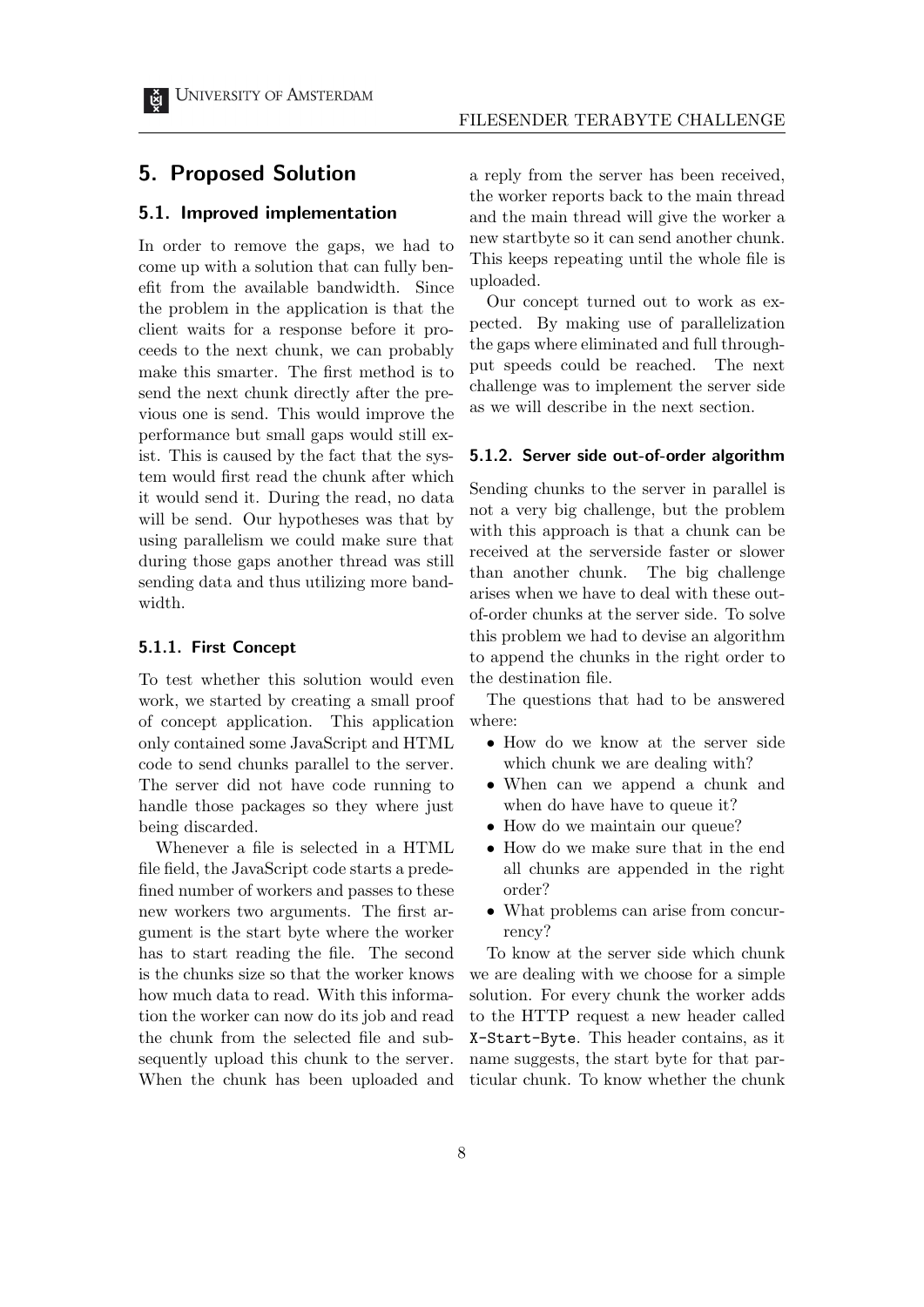## 5. Proposed Solution

### 5.1. Improved implementation

In order to remove the gaps, we had to come up with a solution that can fully benefit from the available bandwidth. Since the problem in the application is that the client waits for a response before it proceeds to the next chunk, we can probably make this smarter. The first method is to send the next chunk directly after the previous one is send. This would improve the performance but small gaps would still exist. This is caused by the fact that the system would first read the chunk after which it would send it. During the read, no data will be send. Our hypotheses was that by using parallelism we could make sure that during those gaps another thread was still sending data and thus utilizing more bandwidth.

#### 5.1.1. First Concept

To test whether this solution would even work, we started by creating a small proof of concept application. This application only contained some JavaScript and HTML code to send chunks parallel to the server. The server did not have code running to handle those packages so they where just being discarded.

Whenever a file is selected in a HTML file field, the JavaScript code starts a predefined number of workers and passes to these new workers two arguments. The first argument is the start byte where the worker has to start reading the file. The second is the chunks size so that the worker knows how much data to read. With this information the worker can now do its job and read the chunk from the selected file and subsequently upload this chunk to the server. When the chunk has been uploaded and a reply from the server has been received, the worker reports back to the main thread and the main thread will give the worker a new startbyte so it can send another chunk. This keeps repeating until the whole file is uploaded.

Our concept turned out to work as expected. By making use of parallelization the gaps where eliminated and full throughput speeds could be reached. The next challenge was to implement the server side as we will describe in the next section.

#### 5.1.2. Server side out-of-order algorithm

Sending chunks to the server in parallel is not a very big challenge, but the problem with this approach is that a chunk can be received at the serverside faster or slower than another chunk. The big challenge arises when we have to deal with these out-of-order chunks at the server side. To solve this problem we had to devise an algorithm to append the chunks in the right order to the destination file.

The questions that had to be answered where:

- How do we know at the server side which chunk we are dealing with?
- When can we append a chunk and when do have have to queue it?
- How do we maintain our queue?
- How do we make sure that in the end all chunks are appended in the right order?
- What problems can arise from concurrency?

To know at the server side which chunk we are dealing with we choose for a simple solution. For every chunk the worker adds to the HTTP request a new header called `X-Start-Byte`. This header contains, as it name suggests, the start byte for that particular chunk. To know whether the chunk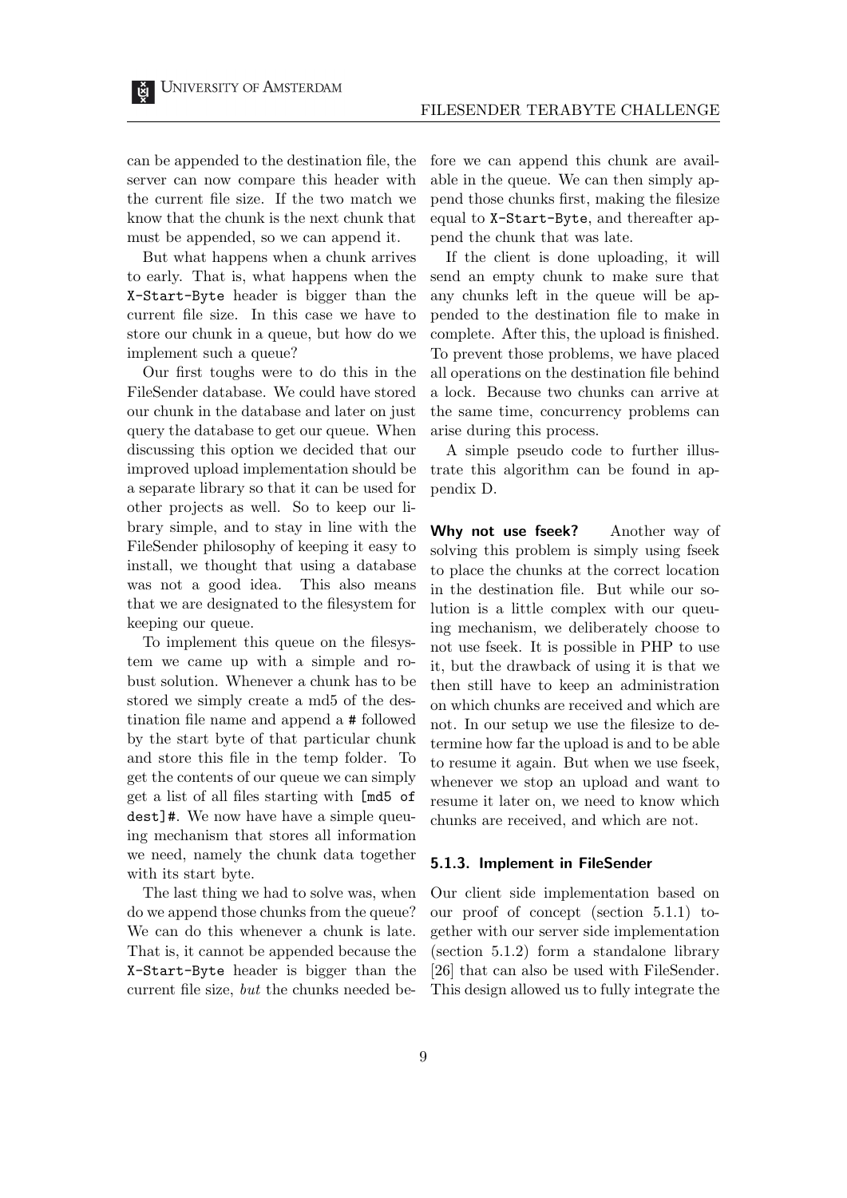can be appended to the destination file, the server can now compare this header with the current file size. If the two match we know that the chunk is the next chunk that must be appended, so we can append it.

But what happens when a chunk arrives to early. That is, what happens when the `X-Start-Byte` header is bigger than the current file size. In this case we have to store our chunk in a queue, but how do we implement such a queue?

Our first toughs were to do this in the FileSender database. We could have stored our chunk in the database and later on just query the database to get our queue. When discussing this option we decided that our improved upload implementation should be a separate library so that it can be used for other projects as well. So to keep our library simple, and to stay in line with the FileSender philosophy of keeping it easy to install, we thought that using a database was not a good idea. This also means that we are designated to the filesystem for keeping our queue.

To implement this queue on the filesystem we came up with a simple and robust solution. Whenever a chunk has to be stored we simply create a md5 of the destination file name and append a `#` followed by the start byte of that particular chunk and store this file in the temp folder. To get the contents of our queue we can simply get a list of all files starting with `[md5 of dest]#`. We now have have a simple queuing mechanism that stores all information we need, namely the chunk data together with its start byte.

The last thing we had to solve was, when do we append those chunks from the queue? We can do this whenever a chunk is late. That is, it cannot be appended because the `X-Start-Byte` header is bigger than the current file size, *but* the chunks needed before we can append this chunk are available in the queue. We can then simply append those chunks first, making the filesize equal to `X-Start-Byte`, and thereafter append the chunk that was late.

If the client is done uploading, it will send an empty chunk to make sure that any chunks left in the queue will be appended to the destination file to make in complete. After this, the upload is finished. To prevent those problems, we have placed all operations on the destination file behind a lock. Because two chunks can arrive at the same time, concurrency problems can arise during this process.

A simple pseudo code to further illustrate this algorithm can be found in appendix D.

**Why not use fseek?** Another way of solving this problem is simply using fseek to place the chunks at the correct location in the destination file. But while our solution is a little complex with our queuing mechanism, we deliberately choose to not use fseek. It is possible in PHP to use it, but the drawback of using it is that we then still have to keep an administration on which chunks are received and which are not. In our setup we use the filesize to determine how far the upload is and to be able to resume it again. But when we use fseek, whenever we stop an upload and want to resume it later on, we need to know which chunks are received, and which are not.

### 5.1.3. Implement in FileSender

Our client side implementation based on our proof of concept (section 5.1.1) together with our server side implementation (section 5.1.2) form a standalone library [26] that can also be used with FileSender. This design allowed us to fully integrate the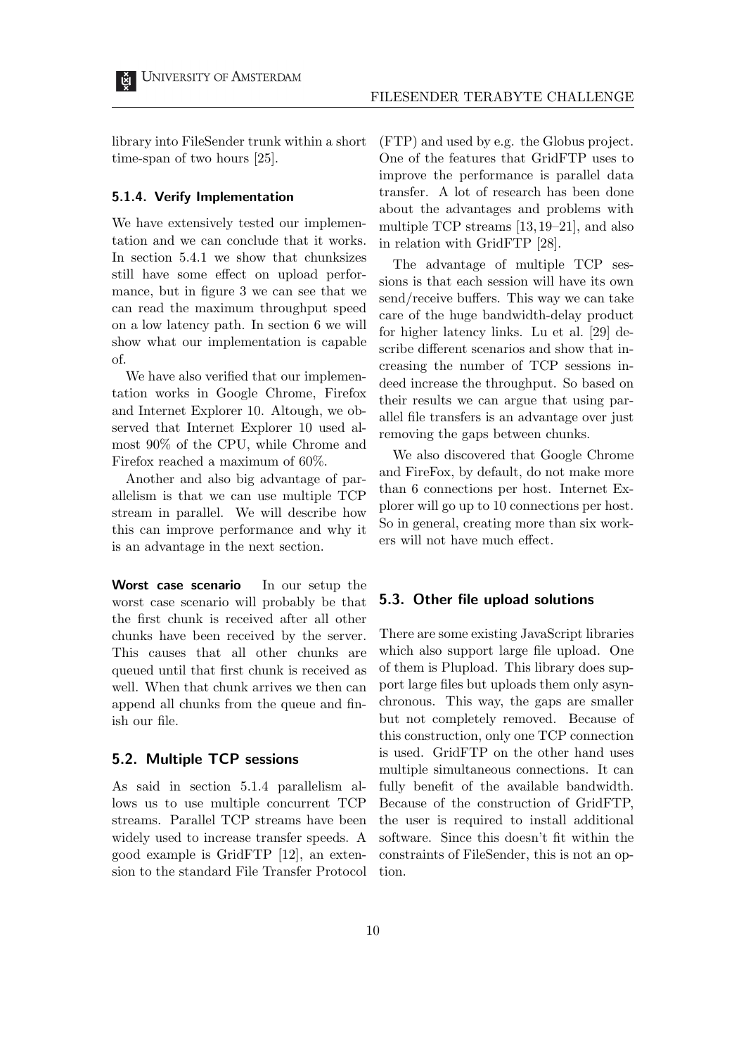library into FileSender trunk within a short time-span of two hours [25].

### 5.1.4. Verify Implementation

We have extensively tested our implementation and we can conclude that it works. In section 5.4.1 we show that chunksizes still have some effect on upload performance, but in figure 3 we can see that we can read the maximum throughput speed on a low latency path. In section 6 we will show what our implementation is capable of.

We have also verified that our implementation works in Google Chrome, Firefox and Internet Explorer 10. Altough, we observed that Internet Explorer 10 used almost 90% of the CPU, while Chrome and Firefox reached a maximum of 60%.

Another and also big advantage of parallelism is that we can use multiple TCP stream in parallel. We will describe how this can improve performance and why it is an advantage in the next section.

**Worst case scenario** In our setup the worst case scenario will probably be that the first chunk is received after all other chunks have been received by the server. This causes that all other chunks are queued until that first chunk is received as well. When that chunk arrives we then can append all chunks from the queue and finish our file.

## 5.2. Multiple TCP sessions

As said in section 5.1.4 parallelism allows us to use multiple concurrent TCP streams. Parallel TCP streams have been widely used to increase transfer speeds. A good example is GridFTP [12], an extension to the standard File Transfer Protocol (FTP) and used by e.g. the Globus project. One of the features that GridFTP uses to improve the performance is parallel data transfer. A lot of research has been done about the advantages and problems with multiple TCP streams [13, 19–21], and also in relation with GridFTP [28].

The advantage of multiple TCP sessions is that each session will have its own send/receive buffers. This way we can take care of the huge bandwidth-delay product for higher latency links. Lu et al. [29] describe different scenarios and show that increasing the number of TCP sessions indeed increase the throughput. So based on their results we can argue that using parallel file transfers is an advantage over just removing the gaps between chunks.

We also discovered that Google Chrome and FireFox, by default, do not make more than 6 connections per host. Internet Explorer will go up to 10 connections per host. So in general, creating more than six workers will not have much effect.

## 5.3. Other file upload solutions

There are some existing JavaScript libraries which also support large file upload. One of them is Plupload. This library does support large files but uploads them only asynchronous. This way, the gaps are smaller but not completely removed. Because of this construction, only one TCP connection is used. GridFTP on the other hand uses multiple simultaneous connections. It can fully benefit of the available bandwidth. Because of the construction of GridFTP, the user is required to install additional software. Since this doesn't fit within the constraints of FileSender, this is not an option.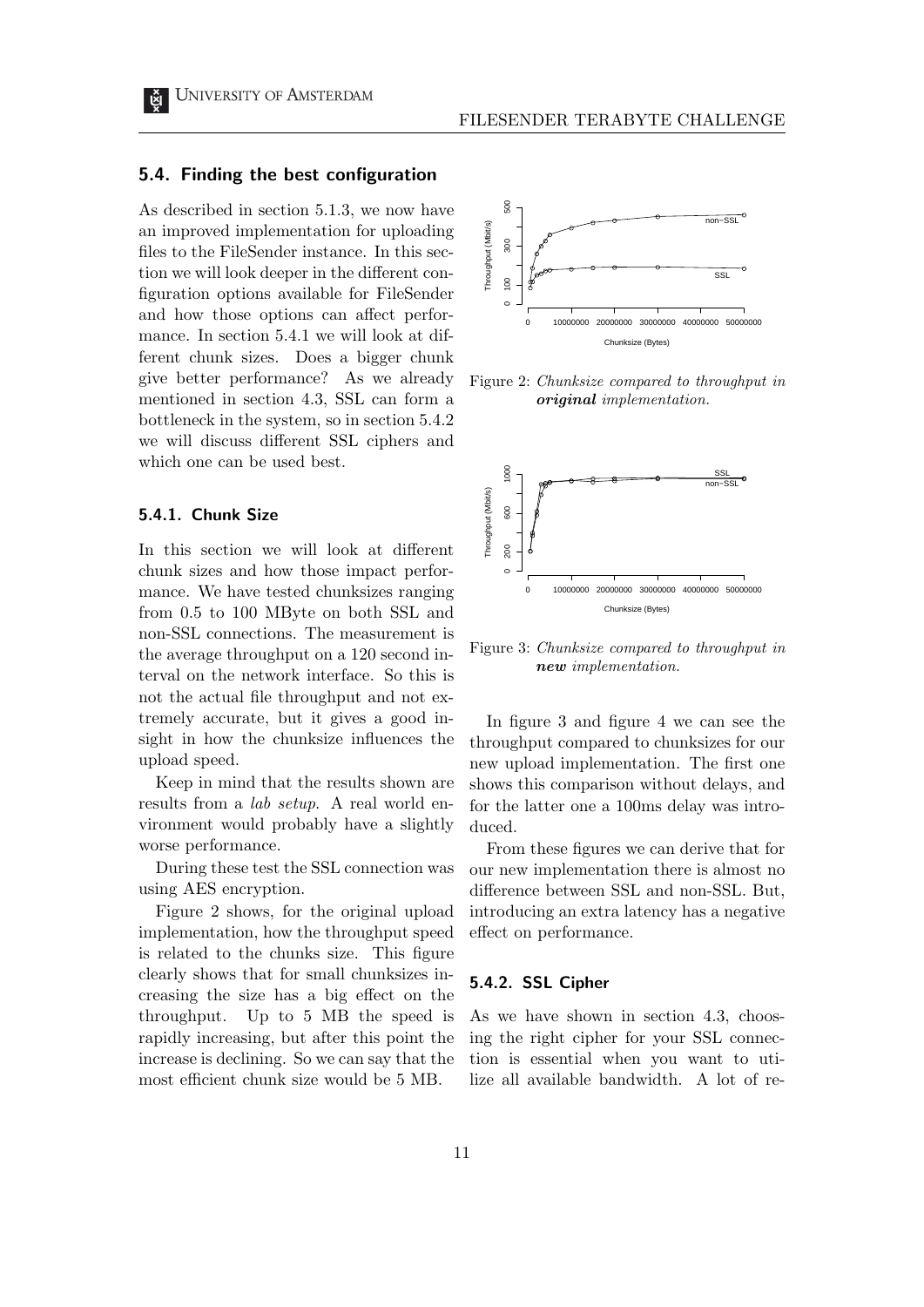### 5.4. Finding the best configuration

As described in section 5.1.3, we now have an improved implementation for uploading files to the FileSender instance. In this section we will look deeper in the different configuration options available for FileSender and how those options can affect performance. In section 5.4.1 we will look at different chunk sizes. Does a bigger chunk give better performance? As we already mentioned in section 4.3, SSL can form a bottleneck in the system, so in section 5.4.2 we will discuss different SSL ciphers and which one can be used best.

#### 5.4.1. Chunk Size

In this section we will look at different chunk sizes and how those impact performance. We have tested chunksizes ranging from 0.5 to 100 MByte on both SSL and non-SSL connections. The measurement is the average throughput on a 120 second interval on the network interface. So this is not the actual file throughput and not extremely accurate, but it gives a good insight in how the chunksize influences the upload speed.

Keep in mind that the results shown are results from a *lab setup*. A real world environment would probably have a slightly worse performance.

During these test the SSL connection was using AES encryption.

Figure 2 shows, for the original upload implementation, how the throughput speed is related to the chunks size. This figure clearly shows that for small chunksizes increasing the size has a big effect on the throughput. Up to 5 MB the speed is rapidly increasing, but after this point the increase is declining. So we can say that the most efficient chunk size would be 5 MB.

Figure 2: *Chunksize compared to throughput in* ***original*** *implementation.*

Figure 3: *Chunksize compared to throughput in* ***new*** *implementation.*

In figure 3 and figure 4 we can see the throughput compared to chunksizes for our new upload implementation. The first one shows this comparison without delays, and for the latter one a 100ms delay was introduced.

From these figures we can derive that for our new implementation there is almost no difference between SSL and non-SSL. But, introducing an extra latency has a negative effect on performance.

#### 5.4.2. SSL Cipher

As we have shown in section 4.3, choosing the right cipher for your SSL connection is essential when you want to utilize all available bandwidth. A lot of re-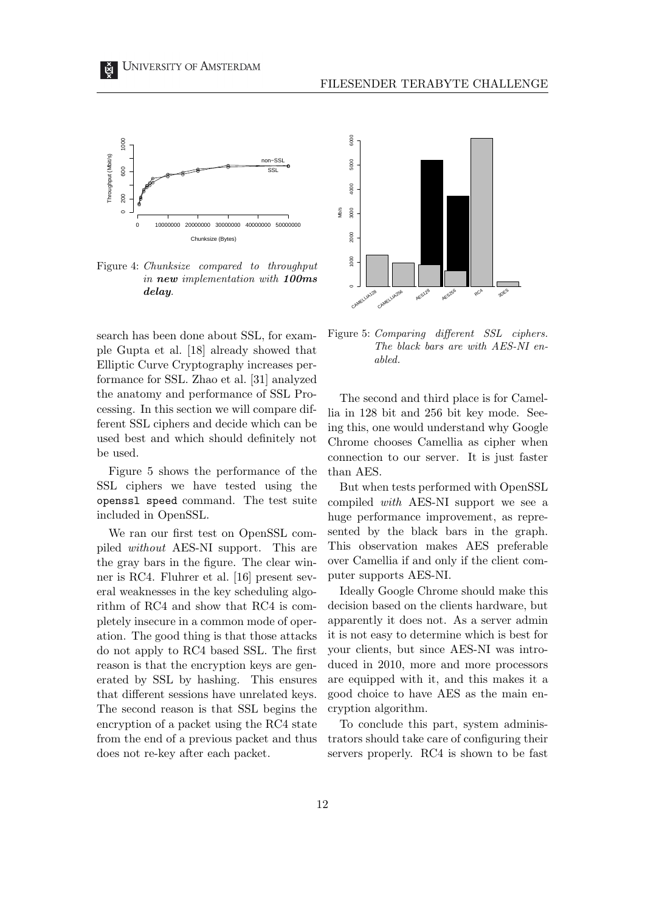Figure 4: *Chunksize compared to throughput in **new** implementation with **100ms delay**.*

search has been done about SSL, for example Gupta et al. [18] already showed that Elliptic Curve Cryptography increases performance for SSL. Zhao et al. [31] analyzed the anatomy and performance of SSL Processing. In this section we will compare different SSL ciphers and decide which can be used best and which should definitely not be used.

Figure 5 shows the performance of the SSL ciphers we have tested using the `openssl speed` command. The test suite included in OpenSSL.

We ran our first test on OpenSSL compiled *without* AES-NI support. This are the gray bars in the figure. The clear winner is RC4. Fluhrer et al. [16] present several weaknesses in the key scheduling algorithm of RC4 and show that RC4 is completely insecure in a common mode of operation. The good thing is that those attacks do not apply to RC4 based SSL. The first reason is that the encryption keys are generated by SSL by hashing. This ensures that different sessions have unrelated keys. The second reason is that SSL begins the encryption of a packet using the RC4 state from the end of a previous packet and thus does not re-key after each packet.

Figure 5: *Comparing different SSL ciphers. The black bars are with AES-NI enabled.*

The second and third place is for Camellia in 128 bit and 256 bit key mode. Seeing this, one would understand why Google Chrome chooses Camellia as cipher when connection to our server. It is just faster than AES.

But when tests performed with OpenSSL compiled *with* AES-NI support we see a huge performance improvement, as represented by the black bars in the graph. This observation makes AES preferable over Camellia if and only if the client computer supports AES-NI.

Ideally Google Chrome should make this decision based on the clients hardware, but apparently it does not. As a server admin it is not easy to determine which is best for your clients, but since AES-NI was introduced in 2010, more and more processors are equipped with it, and this makes it a good choice to have AES as the main encryption algorithm.

To conclude this part, system administrators should take care of configuring their servers properly. RC4 is shown to be fast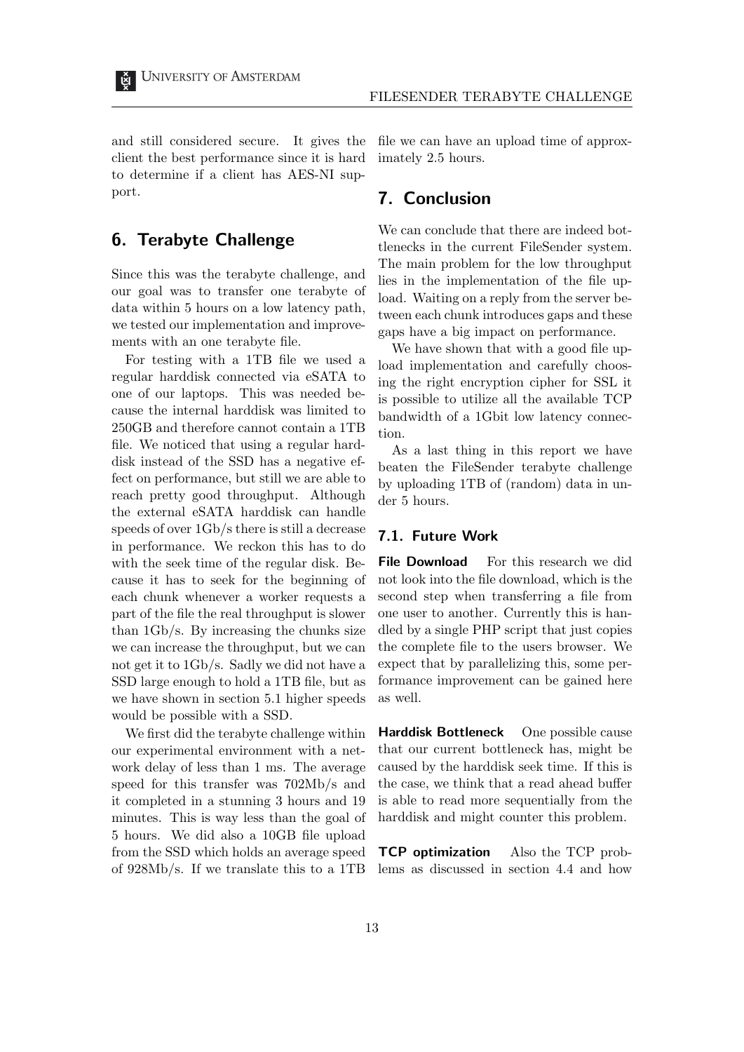and still considered secure. It gives the client the best performance since it is hard to determine if a client has AES-NI support.

## 6. Terabyte Challenge

Since this was the terabyte challenge, and our goal was to transfer one terabyte of data within 5 hours on a low latency path, we tested our implementation and improvements with an one terabyte file.

For testing with a 1TB file we used a regular harddisk connected via eSATA to one of our laptops. This was needed because the internal harddisk was limited to 250GB and therefore cannot contain a 1TB file. We noticed that using a regular harddisk instead of the SSD has a negative effect on performance, but still we are able to reach pretty good throughput. Although the external eSATA harddisk can handle speeds of over 1Gb/s there is still a decrease in performance. We reckon this has to do with the seek time of the regular disk. Because it has to seek for the beginning of each chunk whenever a worker requests a part of the file the real throughput is slower than 1Gb/s. By increasing the chunks size we can increase the throughput, but we can not get it to 1Gb/s. Sadly we did not have a SSD large enough to hold a 1TB file, but as we have shown in section 5.1 higher speeds would be possible with a SSD.

We first did the terabyte challenge within our experimental environment with a network delay of less than 1 ms. The average speed for this transfer was 702Mb/s and it completed in a stunning 3 hours and 19 minutes. This is way less than the goal of 5 hours. We did also a 10GB file upload from the SSD which holds an average speed of 928Mb/s. If we translate this to a 1TB file we can have an upload time of approximately 2.5 hours.

## 7. Conclusion

We can conclude that there are indeed bottlenecks in the current FileSender system. The main problem for the low throughput lies in the implementation of the file upload. Waiting on a reply from the server between each chunk introduces gaps and these gaps have a big impact on performance.

We have shown that with a good file upload implementation and carefully choosing the right encryption cipher for SSL it is possible to utilize all the available TCP bandwidth of a 1Gbit low latency connection.

As a last thing in this report we have beaten the FileSender terabyte challenge by uploading 1TB of (random) data in under 5 hours.

### 7.1. Future Work

**File Download** For this research we did not look into the file download, which is the second step when transferring a file from one user to another. Currently this is handled by a single PHP script that just copies the complete file to the users browser. We expect that by parallelizing this, some performance improvement can be gained here as well.

**Harddisk Bottleneck** One possible cause that our current bottleneck has, might be caused by the harddisk seek time. If this is the case, we think that a read ahead buffer is able to read more sequentially from the harddisk and might counter this problem.

**TCP optimization** Also the TCP problems as discussed in section 4.4 and how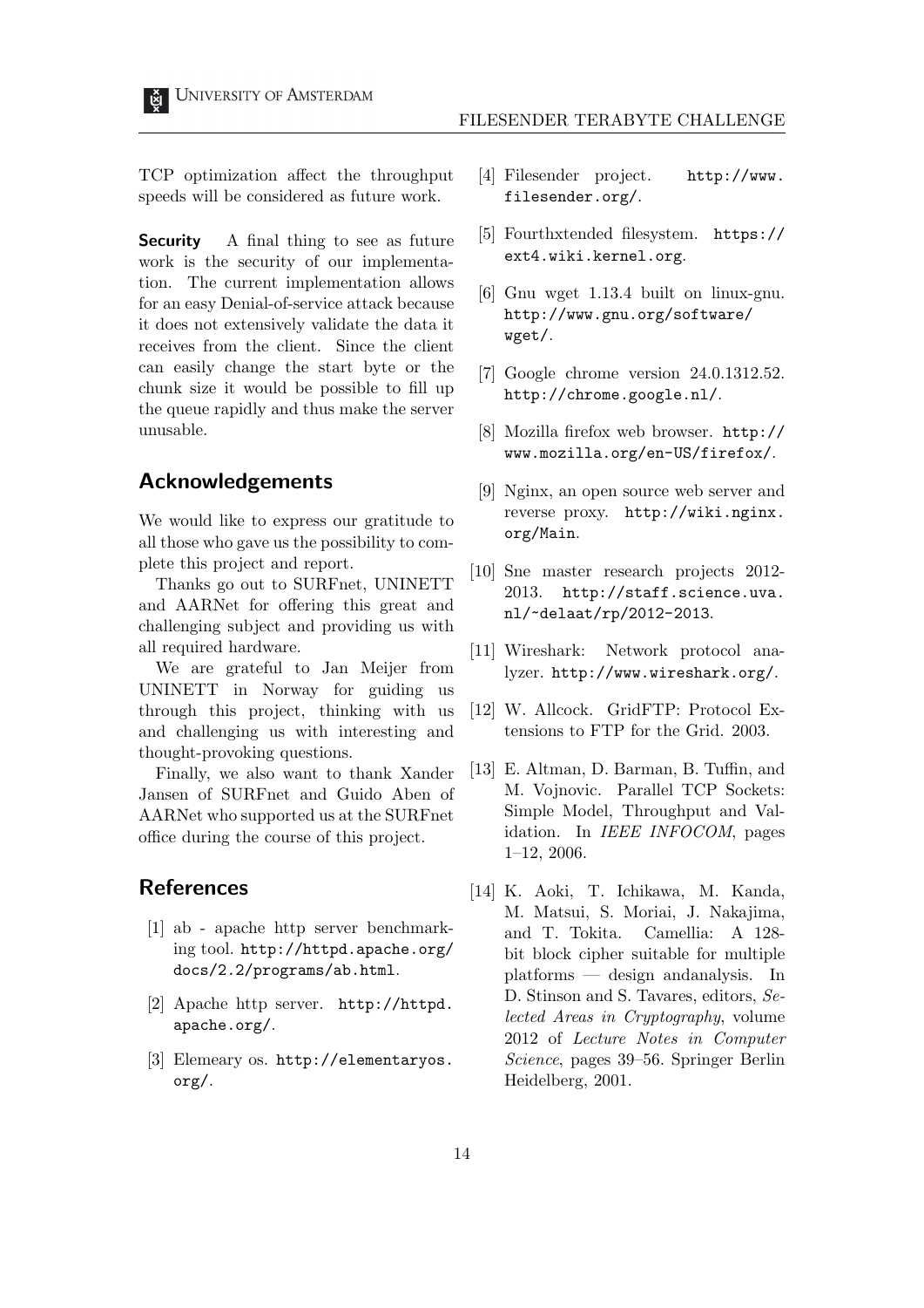TCP optimization affect the throughput speeds will be considered as future work.

**Security** A final thing to see as future work is the security of our implementation. The current implementation allows for an easy Denial-of-service attack because it does not extensively validate the data it receives from the client. Since the client can easily change the start byte or the chunk size it would be possible to fill up the queue rapidly and thus make the server unusable.

## Acknowledgements

We would like to express our gratitude to all those who gave us the possibility to complete this project and report.

Thanks go out to SURFnet, UNINETT and AARNet for offering this great and challenging subject and providing us with all required hardware.

We are grateful to Jan Meijer from UNINETT in Norway for guiding us through this project, thinking with us and challenging us with interesting and thought-provoking questions.

Finally, we also want to thank Xander Jansen of SURFnet and Guido Aben of AARNet who supported us at the SURFnet office during the course of this project.

## References

[1] ab - apache http server benchmarking tool. `http://httpd.apache.org/docs/2.2/programs/ab.html`.

[2] Apache http server. `http://httpd.apache.org/`.

[3] Elemeary os. `http://elementaryos.org/`.

[4] Filesender project. `http://www.filesender.org/`.

[5] Fourthxtended filesystem. `https://ext4.wiki.kernel.org`.

[6] Gnu wget 1.13.4 built on linux-gnu. `http://www.gnu.org/software/wget/`.

[7] Google chrome version 24.0.1312.52. `http://chrome.google.nl/`.

[8] Mozilla firefox web browser. `http://www.mozilla.org/en-US/firefox/`.

[9] Nginx, an open source web server and reverse proxy. `http://wiki.nginx.org/Main`.

[10] Sne master research projects 2012-2013. `http://staff.science.uva.nl/~delaat/rp/2012-2013`.

[11] Wireshark: Network protocol analyzer. `http://www.wireshark.org/`.

[12] W. Allcock. GridFTP: Protocol Extensions to FTP for the Grid. 2003.

[13] E. Altman, D. Barman, B. Tuffin, and M. Vojnovic. Parallel TCP Sockets: Simple Model, Throughput and Validation. In *IEEE INFOCOM*, pages 1–12, 2006.

[14] K. Aoki, T. Ichikawa, M. Kanda, M. Matsui, S. Moriai, J. Nakajima, and T. Tokita. Camellia: A 128-bit block cipher suitable for multiple platforms — design andanalysis. In D. Stinson and S. Tavares, editors, *Selected Areas in Cryptography*, volume 2012 of *Lecture Notes in Computer Science*, pages 39–56. Springer Berlin Heidelberg, 2001.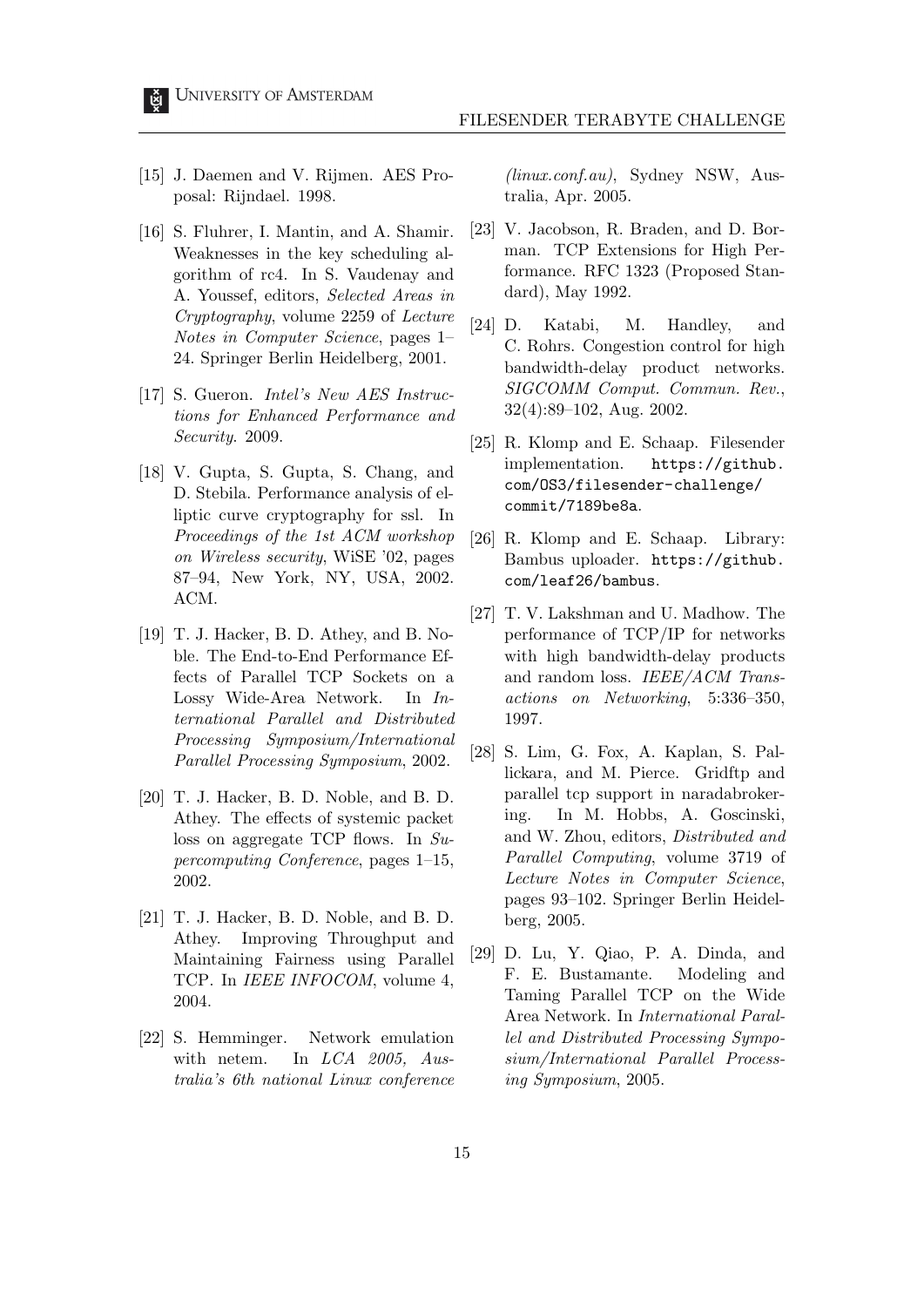[15] J. Daemen and V. Rijmen. AES Proposal: Rijndael. 1998.

[16] S. Fluhrer, I. Mantin, and A. Shamir. Weaknesses in the key scheduling algorithm of rc4. In S. Vaudenay and A. Youssef, editors, *Selected Areas in Cryptography*, volume 2259 of *Lecture Notes in Computer Science*, pages 1–24. Springer Berlin Heidelberg, 2001.

[17] S. Gueron. *Intel's New AES Instructions for Enhanced Performance and Security.* 2009.

[18] V. Gupta, S. Gupta, S. Chang, and D. Stebila. Performance analysis of elliptic curve cryptography for ssl. In *Proceedings of the 1st ACM workshop on Wireless security*, WiSE '02, pages 87–94, New York, NY, USA, 2002. ACM.

[19] T. J. Hacker, B. D. Athey, and B. Noble. The End-to-End Performance Effects of Parallel TCP Sockets on a Lossy Wide-Area Network. In *International Parallel and Distributed Processing Symposium/International Parallel Processing Symposium*, 2002.

[20] T. J. Hacker, B. D. Noble, and B. D. Athey. The effects of systemic packet loss on aggregate TCP flows. In *Supercomputing Conference*, pages 1–15, 2002.

[21] T. J. Hacker, B. D. Noble, and B. D. Athey. Improving Throughput and Maintaining Fairness using Parallel TCP. In *IEEE INFOCOM*, volume 4, 2004.

[22] S. Hemminger. Network emulation with netem. In *LCA 2005, Australia's 6th national Linux conference (linux.conf.au)*, Sydney NSW, Australia, Apr. 2005.

[23] V. Jacobson, R. Braden, and D. Borman. TCP Extensions for High Performance. RFC 1323 (Proposed Standard), May 1992.

[24] D. Katabi, M. Handley, and C. Rohrs. Congestion control for high bandwidth-delay product networks. *SIGCOMM Comput. Commun. Rev.*, 32(4):89–102, Aug. 2002.

[25] R. Klomp and E. Schaap. Filesender implementation. `https://github.com/OS3/filesender-challenge/commit/7189be8a`.

[26] R. Klomp and E. Schaap. Library: Bambus uploader. `https://github.com/leaf26/bambus`.

[27] T. V. Lakshman and U. Madhow. The performance of TCP/IP for networks with high bandwidth-delay products and random loss. *IEEE/ACM Transactions on Networking*, 5:336–350, 1997.

[28] S. Lim, G. Fox, A. Kaplan, S. Pallickara, and M. Pierce. Gridftp and parallel tcp support in naradabrokering. In M. Hobbs, A. Goscinski, and W. Zhou, editors, *Distributed and Parallel Computing*, volume 3719 of *Lecture Notes in Computer Science*, pages 93–102. Springer Berlin Heidelberg, 2005.

[29] D. Lu, Y. Qiao, P. A. Dinda, and F. E. Bustamante. Modeling and Taming Parallel TCP on the Wide Area Network. In *International Parallel and Distributed Processing Symposium/International Parallel Processing Symposium*, 2005.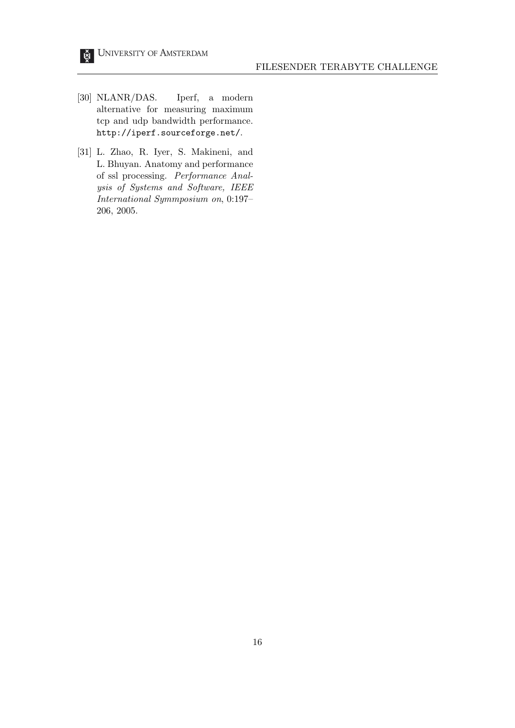[30] NLANR/DAS. Iperf, a modern alternative for measuring maximum tcp and udp bandwidth performance. http://iperf.sourceforge.net/.

[31] L. Zhao, R. Iyer, S. Makineni, and L. Bhuyan. Anatomy and performance of ssl processing. *Performance Analysis of Systems and Software, IEEE International Symmposium on*, 0:197–206, 2005.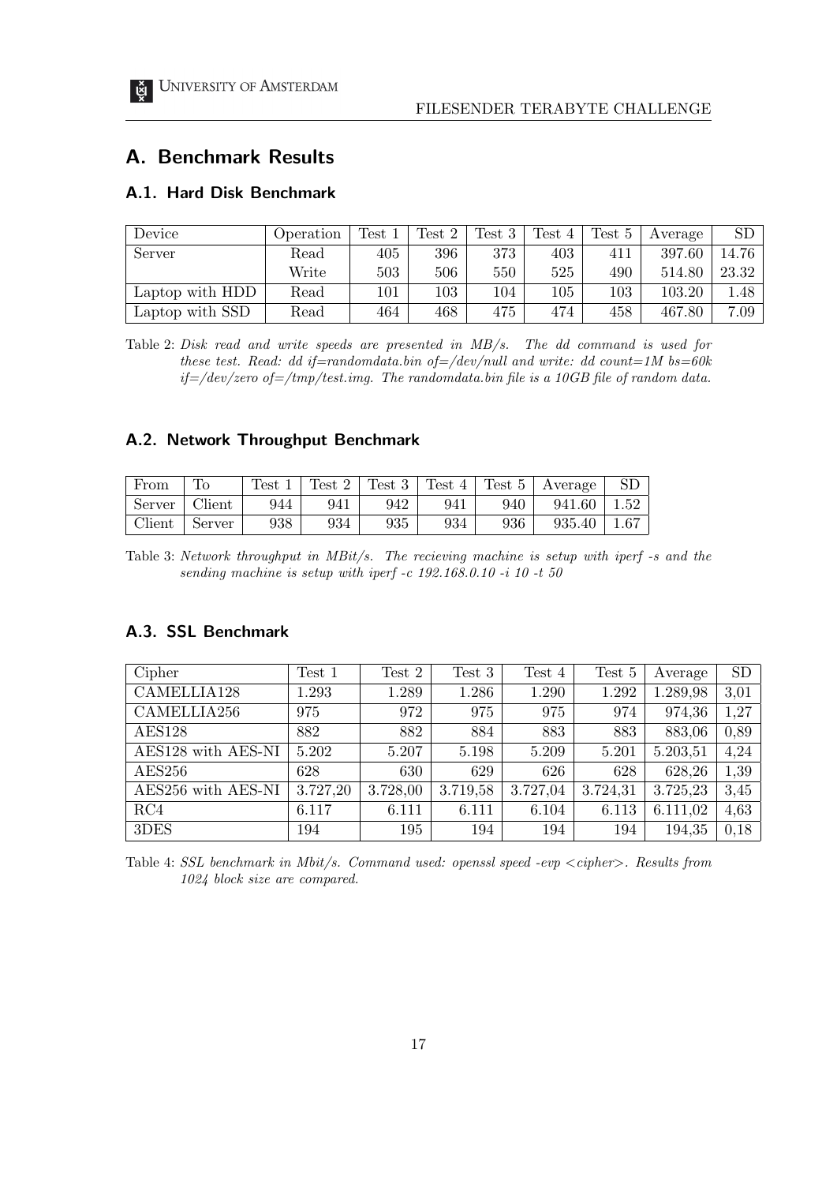## A. Benchmark Results

### A.1. Hard Disk Benchmark

| Device | Operation | Test 1 | Test 2 | Test 3 | Test 4 | Test 5 | Average | SD |
|---|---|---|---|---|---|---|---|---|
| Server | Read | 405 | 396 | 373 | 403 | 411 | 397.60 | 14.76 |
| | Write | 503 | 506 | 550 | 525 | 490 | 514.80 | 23.32 |
| Laptop with HDD | Read | 101 | 103 | 104 | 105 | 103 | 103.20 | 1.48 |
| Laptop with SSD | Read | 464 | 468 | 475 | 474 | 458 | 467.80 | 7.09 |

Table 2: *Disk read and write speeds are presented in MB/s. The dd command is used for these test. Read: dd if=randomdata.bin of=/dev/null and write: dd count=1M bs=60k if=/dev/zero of=/tmp/test.img. The randomdata.bin file is a 10GB file of random data.*

### A.2. Network Throughput Benchmark

| From | To | Test 1 | Test 2 | Test 3 | Test 4 | Test 5 | Average | SD |
|---|---|---|---|---|---|---|---|---|
| Server | Client | 944 | 941 | 942 | 941 | 940 | 941.60 | 1.52 |
| Client | Server | 938 | 934 | 935 | 934 | 936 | 935.40 | 1.67 |

Table 3: *Network throughput in MBit/s. The recieving machine is setup with iperf -s and the sending machine is setup with iperf -c 192.168.0.10 -i 10 -t 50*

### A.3. SSL Benchmark

| Cipher | Test 1 | Test 2 | Test 3 | Test 4 | Test 5 | Average | SD |
|---|---|---|---|---|---|---|---|
| CAMELLIA128 | 1.293 | 1.289 | 1.286 | 1.290 | 1.292 | 1.289,98 | 3,01 |
| CAMELLIA256 | 975 | 972 | 975 | 975 | 974 | 974,36 | 1,27 |
| AES128 | 882 | 882 | 884 | 883 | 883 | 883,06 | 0,89 |
| AES128 with AES-NI | 5.202 | 5.207 | 5.198 | 5.209 | 5.201 | 5.203,51 | 4,24 |
| AES256 | 628 | 630 | 629 | 626 | 628 | 628,26 | 1,39 |
| AES256 with AES-NI | 3.727,20 | 3.728,00 | 3.719,58 | 3.727,04 | 3.724,31 | 3.725,23 | 3,45 |
| RC4 | 6.117 | 6.111 | 6.111 | 6.104 | 6.113 | 6.111,02 | 4,63 |
| 3DES | 194 | 195 | 194 | 194 | 194 | 194,35 | 0,18 |

Table 4: *SSL benchmark in Mbit/s. Command used: openssl speed -evp <cipher>. Results from 1024 block size are compared.*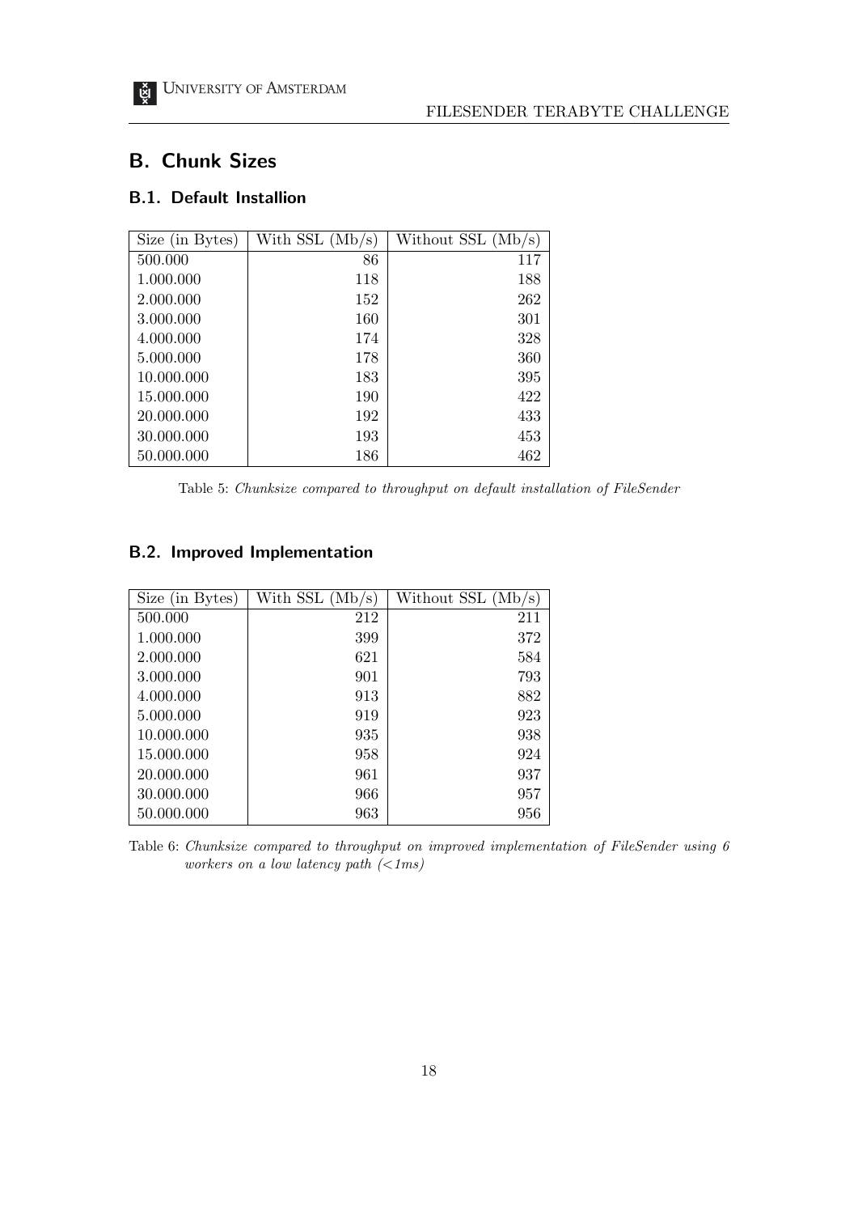# B. Chunk Sizes

## B.1. Default Installion

| Size (in Bytes) | With SSL (Mb/s) | Without SSL (Mb/s) |
|---|---|---|
| 500.000 | 86 | 117 |
| 1.000.000 | 118 | 188 |
| 2.000.000 | 152 | 262 |
| 3.000.000 | 160 | 301 |
| 4.000.000 | 174 | 328 |
| 5.000.000 | 178 | 360 |
| 10.000.000 | 183 | 395 |
| 15.000.000 | 190 | 422 |
| 20.000.000 | 192 | 433 |
| 30.000.000 | 193 | 453 |
| 50.000.000 | 186 | 462 |

Table 5: *Chunksize compared to throughput on default installation of FileSender*

## B.2. Improved Implementation

| Size (in Bytes) | With SSL (Mb/s) | Without SSL (Mb/s) |
|---|---|---|
| 500.000 | 212 | 211 |
| 1.000.000 | 399 | 372 |
| 2.000.000 | 621 | 584 |
| 3.000.000 | 901 | 793 |
| 4.000.000 | 913 | 882 |
| 5.000.000 | 919 | 923 |
| 10.000.000 | 935 | 938 |
| 15.000.000 | 958 | 924 |
| 20.000.000 | 961 | 937 |
| 30.000.000 | 966 | 957 |
| 50.000.000 | 963 | 956 |

Table 6: *Chunksize compared to throughput on improved implementation of FileSender using 6 workers on a low latency path (<1ms)*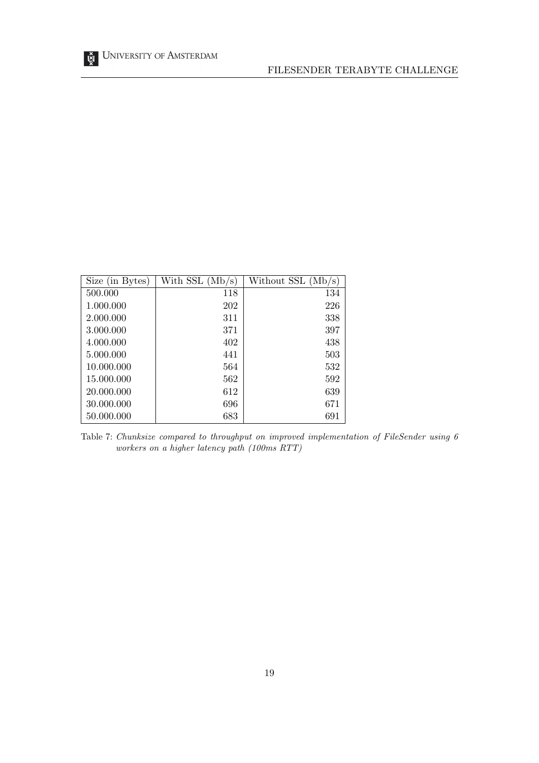| Size (in Bytes) | With SSL (Mb/s) | Without SSL (Mb/s) |
| --- | --- | --- |
| 500.000 | 118 | 134 |
| 1.000.000 | 202 | 226 |
| 2.000.000 | 311 | 338 |
| 3.000.000 | 371 | 397 |
| 4.000.000 | 402 | 438 |
| 5.000.000 | 441 | 503 |
| 10.000.000 | 564 | 532 |
| 15.000.000 | 562 | 592 |
| 20.000.000 | 612 | 639 |
| 30.000.000 | 696 | 671 |
| 50.000.000 | 683 | 691 |

Table 7: *Chunksize compared to throughput on improved implementation of FileSender using 6 workers on a higher latency path (100ms RTT)*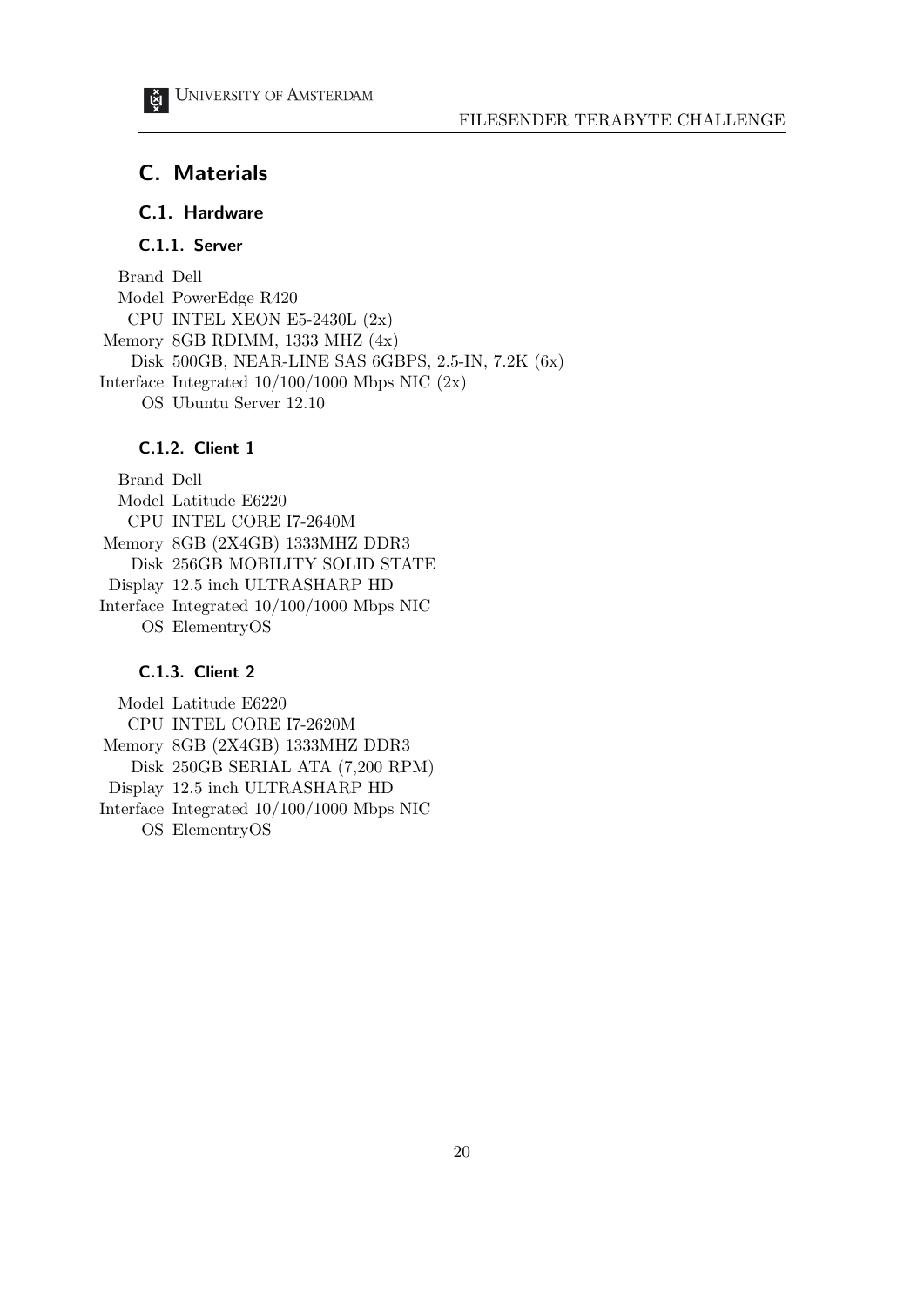# C. Materials

## C.1. Hardware

### C.1.1. Server

Brand Dell
Model PowerEdge R420
CPU INTEL XEON E5-2430L (2x)
Memory 8GB RDIMM, 1333 MHZ (4x)
Disk 500GB, NEAR-LINE SAS 6GBPS, 2.5-IN, 7.2K (6x)
Interface Integrated 10/100/1000 Mbps NIC (2x)
OS Ubuntu Server 12.10

### C.1.2. Client 1

Brand Dell
Model Latitude E6220
CPU INTEL CORE I7-2640M
Memory 8GB (2X4GB) 1333MHZ DDR3
Disk 256GB MOBILITY SOLID STATE
Display 12.5 inch ULTRASHARP HD
Interface Integrated 10/100/1000 Mbps NIC
OS ElementryOS

### C.1.3. Client 2

Model Latitude E6220
CPU INTEL CORE I7-2620M
Memory 8GB (2X4GB) 1333MHZ DDR3
Disk 250GB SERIAL ATA (7,200 RPM)
Display 12.5 inch ULTRASHARP HD
Interface Integrated 10/100/1000 Mbps NIC
OS ElementryOS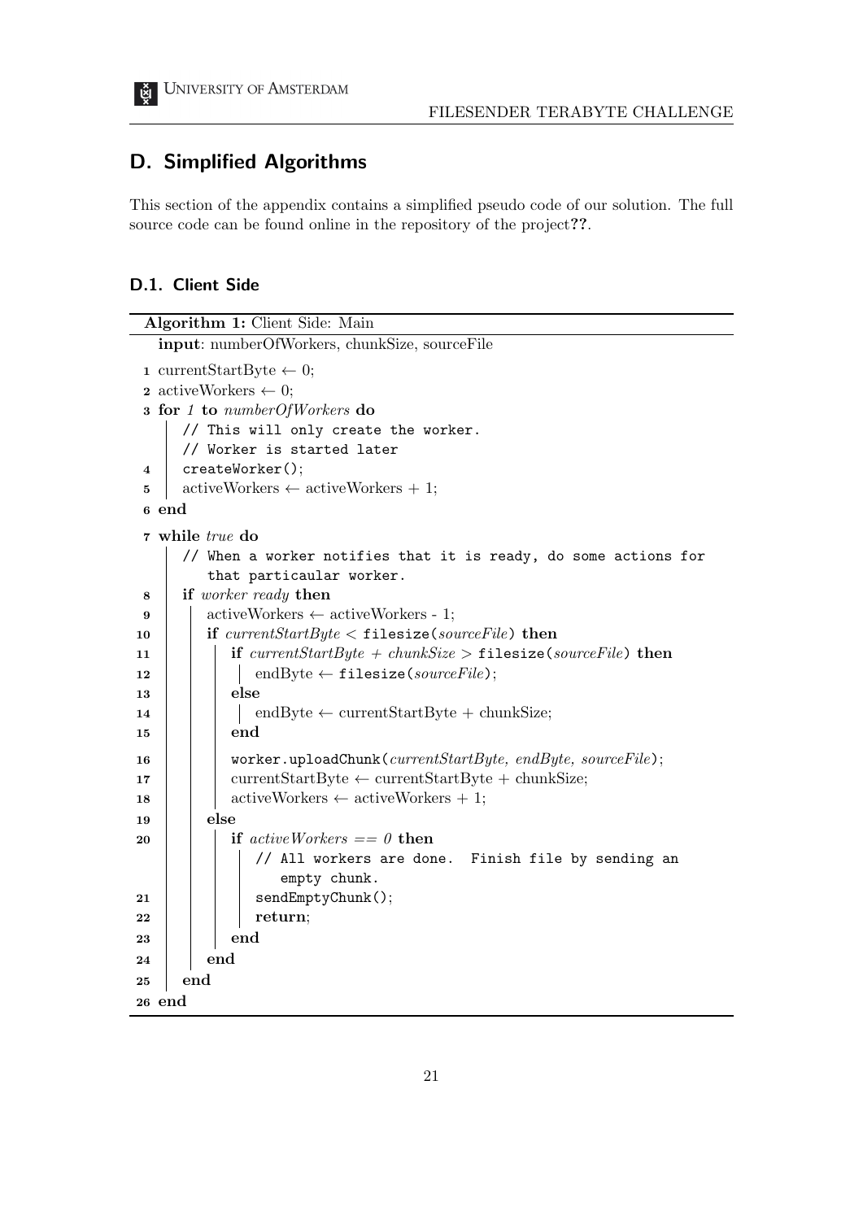## D. Simplified Algorithms

This section of the appendix contains a simplified pseudo code of our solution. The full source code can be found online in the repository of the project**??**.

### D.1. Client Side

**Algorithm 1:** Client Side: Main

```
input: numberOfWorkers, chunkSize, sourceFile
1  currentStartByte ← 0;
2  activeWorkers ← 0;
3  for 1 to numberOfWorkers do
       // This will only create the worker.
       // Worker is started later
4      createWorker();
5      activeWorkers ← activeWorkers + 1;
6  end
7  while true do
       // When a worker notifies that it is ready, do some actions for
          that particaular worker.
8      if worker ready then
9          activeWorkers ← activeWorkers - 1;
10         if currentStartByte < filesize(sourceFile) then
11             if currentStartByte + chunkSize > filesize(sourceFile) then
12                 endByte ← filesize(sourceFile);
13             else
14                 endByte ← currentStartByte + chunkSize;
15             end
16             worker.uploadChunk(currentStartByte, endByte, sourceFile);
17             currentStartByte ← currentStartByte + chunkSize;
18             activeWorkers ← activeWorkers + 1;
19         else
20             if activeWorkers == 0 then
                   // All workers are done.  Finish file by sending an
                      empty chunk.
21                 sendEmptyChunk();
22                 return;
23             end
24         end
25     end
26 end
```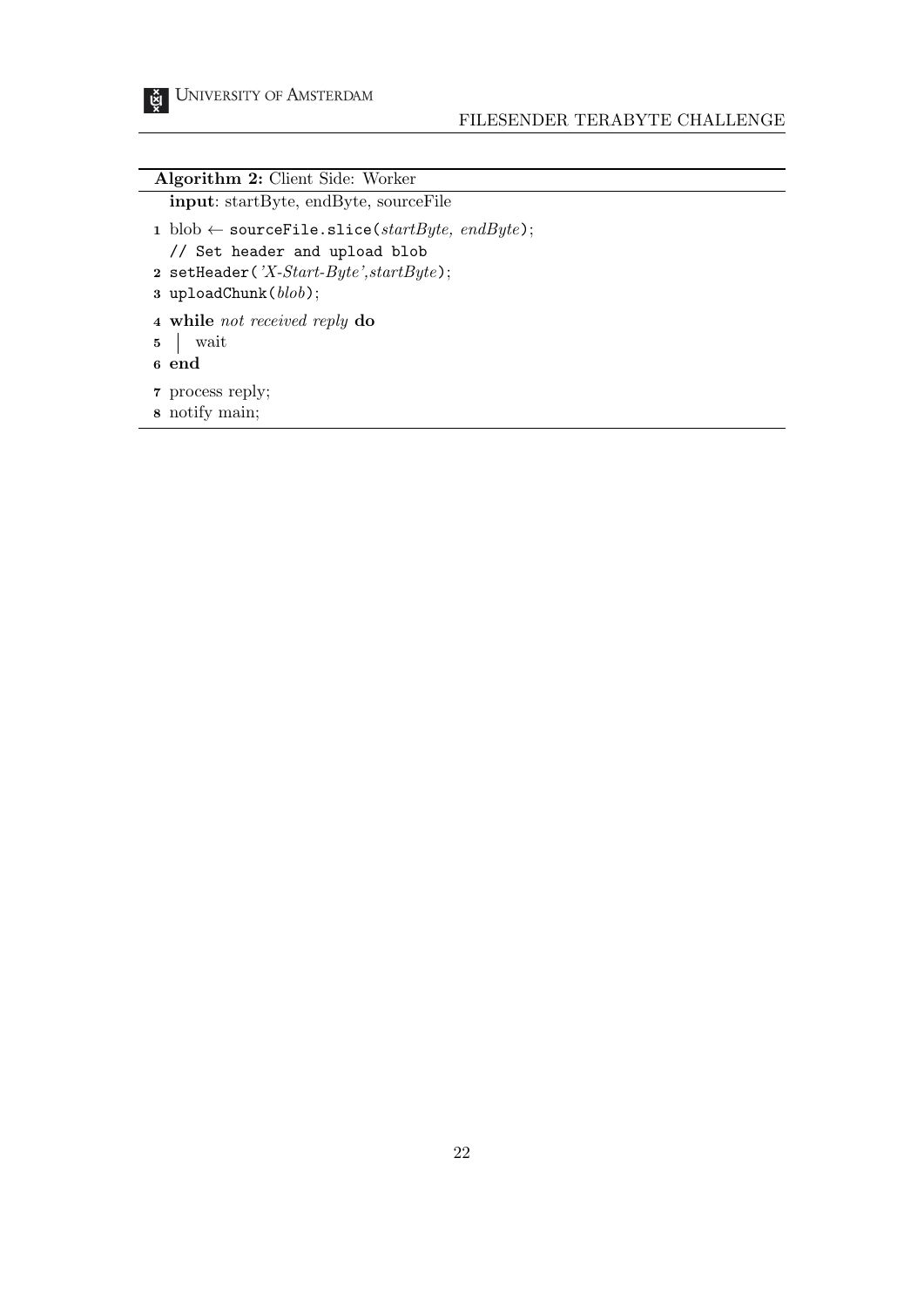**Algorithm 2:** Client Side: Worker

```
input: startByte, endByte, sourceFile
1 blob ← sourceFile.slice(startByte, endByte);
  // Set header and upload blob
2 setHeader('X-Start-Byte',startByte);
3 uploadChunk(blob);
4 while not received reply do
5 |  wait
6 end
7 process reply;
8 notify main;
```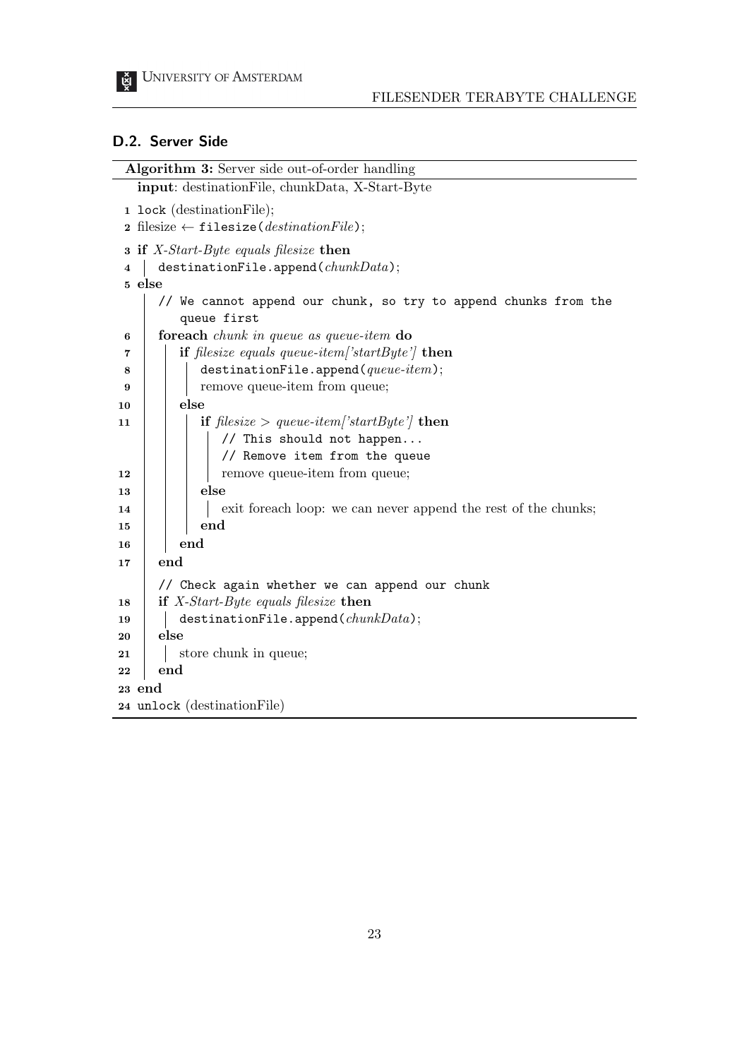## D.2. Server Side

**Algorithm 3:** Server side out-of-order handling

**input**: destinationFile, chunkData, X-Start-Byte

```
1  lock (destinationFile);
2  filesize ← filesize(destinationFile);
3  if X-Start-Byte equals filesize then
4  |   destinationFile.append(chunkData);
5  else
   |   // We cannot append our chunk, so try to append chunks from the
   |      queue first
6  |   foreach chunk in queue as queue-item do
7  |   |   if filesize equals queue-item['startByte'] then
8  |   |   |   destinationFile.append(queue-item);
9  |   |   |   remove queue-item from queue;
10 |   |   else
11 |   |   |   if filesize > queue-item['startByte'] then
   |   |   |   |   // This should not happen...
   |   |   |   |   // Remove item from the queue
12 |   |   |   |   remove queue-item from queue;
13 |   |   |   else
14 |   |   |   |   exit foreach loop: we can never append the rest of the chunks;
15 |   |   |   end
16 |   |   end
17 |   end
   |   // Check again whether we can append our chunk
18 |   if X-Start-Byte equals filesize then
19 |   |   destinationFile.append(chunkData);
20 |   else
21 |   |   store chunk in queue;
22 |   end
23 end
24 unlock (destinationFile)
```